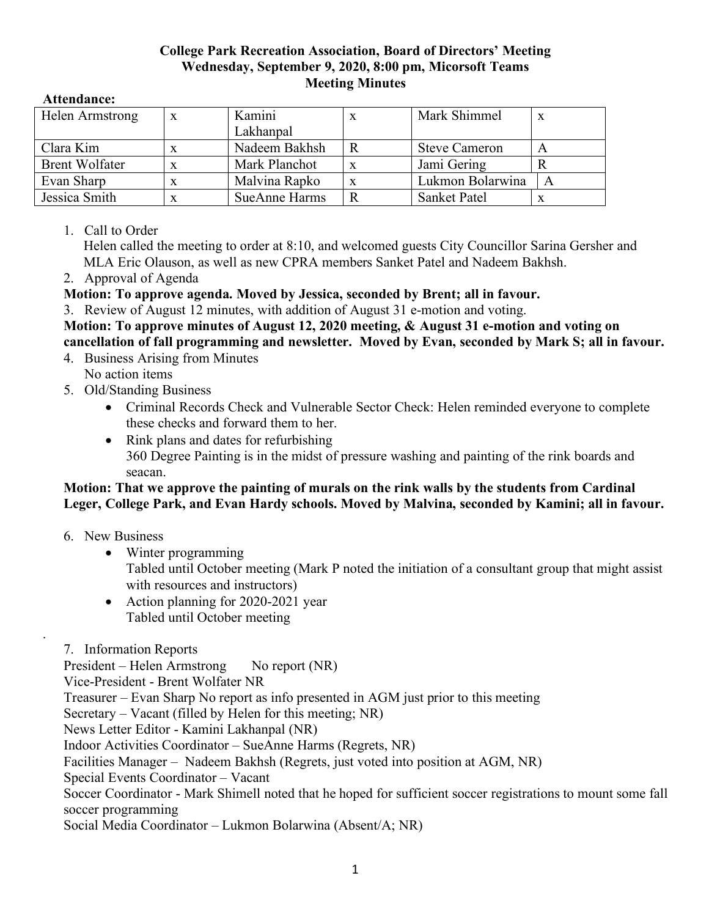**College Park Recreation Association, Board of Directors' Meeting**
**Wednesday, September 9, 2020, 8:00 pm, Micorsoft Teams**
**Meeting Minutes**

**Attendance:**

| | | | | | |
|---|---|---|---|---|---|
| Helen Armstrong | x | Kamini Lakhanpal | x | Mark Shimmel | x |
| Clara Kim | x | Nadeem Bakhsh | R | Steve Cameron | A |
| Brent Wolfater | x | Mark Planchot | x | Jami Gering | R |
| Evan Sharp | x | Malvina Rapko | x | Lukmon Bolarwina | A |
| Jessica Smith | x | SueAnne Harms | R | Sanket Patel | x |

1. Call to Order
   Helen called the meeting to order at 8:10, and welcomed guests City Councillor Sarina Gersher and MLA Eric Olauson, as well as new CPRA members Sanket Patel and Nadeem Bakhsh.
2. Approval of Agenda

**Motion: To approve agenda. Moved by Jessica, seconded by Brent; all in favour.**

3. Review of August 12 minutes, with addition of August 31 e-motion and voting.

**Motion: To approve minutes of August 12, 2020 meeting, & August 31 e-motion and voting on cancellation of fall programming and newsletter. Moved by Evan, seconded by Mark S; all in favour.**

4. Business Arising from Minutes
   No action items
5. Old/Standing Business
   - Criminal Records Check and Vulnerable Sector Check: Helen reminded everyone to complete these checks and forward them to her.
   - Rink plans and dates for refurbishing
     360 Degree Painting is in the midst of pressure washing and painting of the rink boards and seacan.

**Motion: That we approve the painting of murals on the rink walls by the students from Cardinal Leger, College Park, and Evan Hardy schools. Moved by Malvina, seconded by Kamini; all in favour.**

6. New Business
   - Winter programming
     Tabled until October meeting (Mark P noted the initiation of a consultant group that might assist with resources and instructors)
   - Action planning for 2020-2021 year
     Tabled until October meeting

.

7. Information Reports

President – Helen Armstrong No report (NR)
Vice-President - Brent Wolfater NR
Treasurer – Evan Sharp No report as info presented in AGM just prior to this meeting
Secretary – Vacant (filled by Helen for this meeting; NR)
News Letter Editor - Kamini Lakhanpal (NR)
Indoor Activities Coordinator – SueAnne Harms (Regrets, NR)
Facilities Manager – Nadeem Bakhsh (Regrets, just voted into position at AGM, NR)
Special Events Coordinator – Vacant
Soccer Coordinator - Mark Shimell noted that he hoped for sufficient soccer registrations to mount some fall soccer programming
Social Media Coordinator – Lukmon Bolarwina (Absent/A; NR)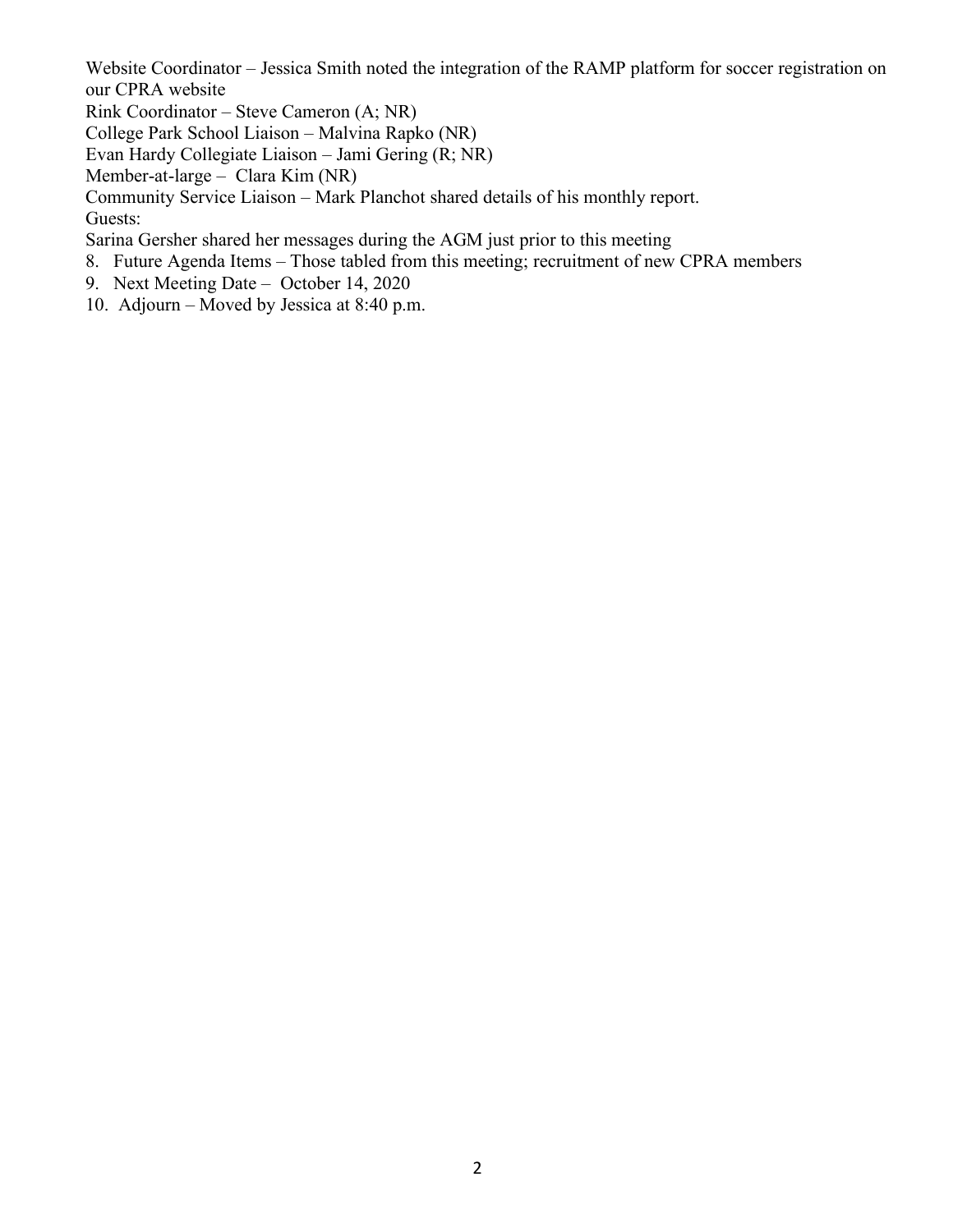Website Coordinator – Jessica Smith noted the integration of the RAMP platform for soccer registration on our CPRA website

Rink Coordinator – Steve Cameron (A; NR)

College Park School Liaison – Malvina Rapko (NR)

Evan Hardy Collegiate Liaison – Jami Gering (R; NR)

Member-at-large – Clara Kim (NR)

Community Service Liaison – Mark Planchot shared details of his monthly report.

Guests:

Sarina Gersher shared her messages during the AGM just prior to this meeting

8. Future Agenda Items – Those tabled from this meeting; recruitment of new CPRA members
9. Next Meeting Date – October 14, 2020
10. Adjourn – Moved by Jessica at 8:40 p.m.